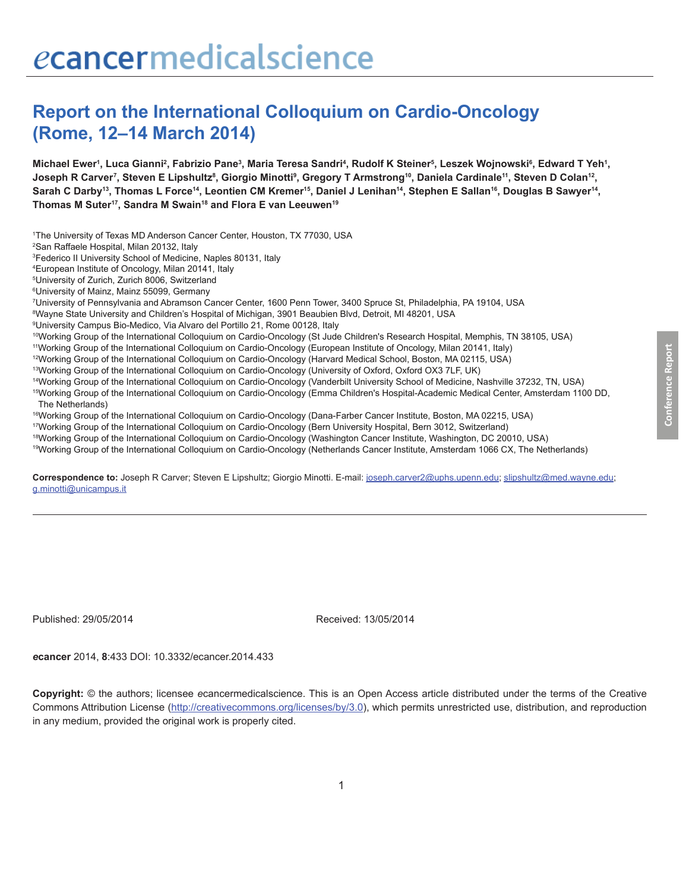# Report on the International Colloquium on Cardio-Oncology (Rome, 12–14 March 2014)

**Michael Ewer[1], Luca Gianni[2], Fabrizio Pane[3], Maria Teresa Sandri[4], Rudolf K Steiner[5], Leszek Wojnowski[6], Edward T Yeh[1], Joseph R Carver[7], Steven E Lipshultz[8], Giorgio Minotti[9], Gregory T Armstrong[10], Daniela Cardinale[11], Steven D Colan[12], Sarah C Darby[13], Thomas L Force[14], Leontien CM Kremer[15], Daniel J Lenihan[14], Stephen E Sallan[16], Douglas B Sawyer[14], Thomas M Suter[17], Sandra M Swain[18] and Flora E van Leeuwen[19]**

[1]The University of Texas MD Anderson Cancer Center, Houston, TX 77030, USA
[2]San Raffaele Hospital, Milan 20132, Italy
[3]Federico II University School of Medicine, Naples 80131, Italy
[4]European Institute of Oncology, Milan 20141, Italy
[5]University of Zurich, Zurich 8006, Switzerland
[6]University of Mainz, Mainz 55099, Germany
[7]University of Pennsylvania and Abramson Cancer Center, 1600 Penn Tower, 3400 Spruce St, Philadelphia, PA 19104, USA
[8]Wayne State University and Children's Hospital of Michigan, 3901 Beaubien Blvd, Detroit, MI 48201, USA
[9]University Campus Bio-Medico, Via Alvaro del Portillo 21, Rome 00128, Italy
[10]Working Group of the International Colloquium on Cardio-Oncology (St Jude Children's Research Hospital, Memphis, TN 38105, USA)
[11]Working Group of the International Colloquium on Cardio-Oncology (European Institute of Oncology, Milan 20141, Italy)
[12]Working Group of the International Colloquium on Cardio-Oncology (Harvard Medical School, Boston, MA 02115, USA)
[13]Working Group of the International Colloquium on Cardio-Oncology (University of Oxford, Oxford OX3 7LF, UK)
[14]Working Group of the International Colloquium on Cardio-Oncology (Vanderbilt University School of Medicine, Nashville 37232, TN, USA)
[15]Working Group of the International Colloquium on Cardio-Oncology (Emma Children's Hospital-Academic Medical Center, Amsterdam 1100 DD, The Netherlands)
[16]Working Group of the International Colloquium on Cardio-Oncology (Dana-Farber Cancer Institute, Boston, MA 02215, USA)
[17]Working Group of the International Colloquium on Cardio-Oncology (Bern University Hospital, Bern 3012, Switzerland)
[18]Working Group of the International Colloquium on Cardio-Oncology (Washington Cancer Institute, Washington, DC 20010, USA)
[19]Working Group of the International Colloquium on Cardio-Oncology (Netherlands Cancer Institute, Amsterdam 1066 CX, The Netherlands)

**Correspondence to:** Joseph R Carver; Steven E Lipshultz; Giorgio Minotti. E-mail: joseph.carver2@uphs.upenn.edu; slipshultz@med.wayne.edu; g.minotti@unicampus.it

Published: 29/05/2014

Received: 13/05/2014

***e*cancer** 2014, **8**:433 DOI: 10.3332/ecancer.2014.433

**Copyright:** © the authors; licensee *e*cancermedicalscience. This is an Open Access article distributed under the terms of the Creative Commons Attribution License (http://creativecommons.org/licenses/by/3.0), which permits unrestricted use, distribution, and reproduction in any medium, provided the original work is properly cited.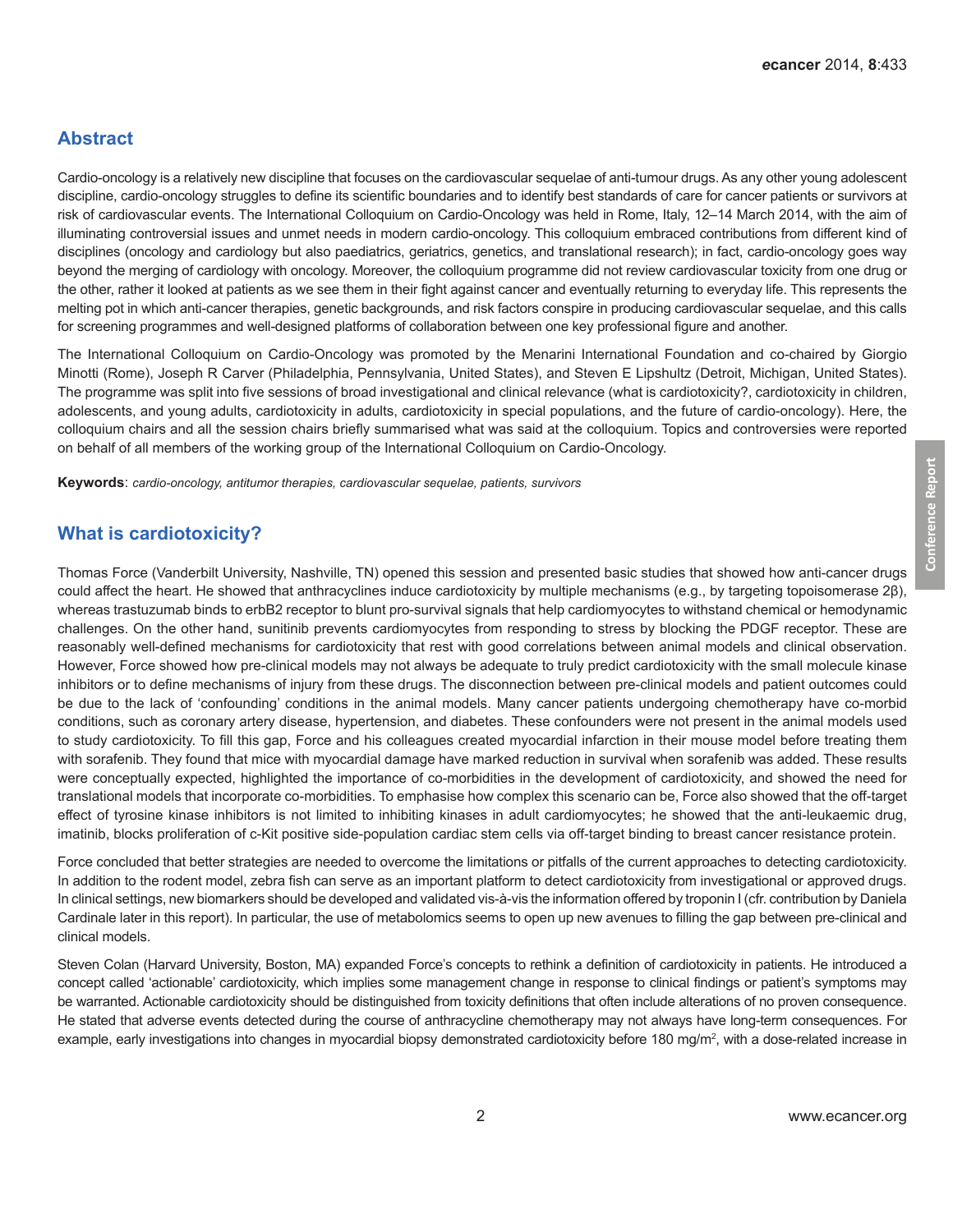## Abstract

Cardio-oncology is a relatively new discipline that focuses on the cardiovascular sequelae of anti-tumour drugs. As any other young adolescent discipline, cardio-oncology struggles to define its scientific boundaries and to identify best standards of care for cancer patients or survivors at risk of cardiovascular events. The International Colloquium on Cardio-Oncology was held in Rome, Italy, 12–14 March 2014, with the aim of illuminating controversial issues and unmet needs in modern cardio-oncology. This colloquium embraced contributions from different kind of disciplines (oncology and cardiology but also paediatrics, geriatrics, genetics, and translational research); in fact, cardio-oncology goes way beyond the merging of cardiology with oncology. Moreover, the colloquium programme did not review cardiovascular toxicity from one drug or the other, rather it looked at patients as we see them in their fight against cancer and eventually returning to everyday life. This represents the melting pot in which anti-cancer therapies, genetic backgrounds, and risk factors conspire in producing cardiovascular sequelae, and this calls for screening programmes and well-designed platforms of collaboration between one key professional figure and another.

The International Colloquium on Cardio-Oncology was promoted by the Menarini International Foundation and co-chaired by Giorgio Minotti (Rome), Joseph R Carver (Philadelphia, Pennsylvania, United States), and Steven E Lipshultz (Detroit, Michigan, United States). The programme was split into five sessions of broad investigational and clinical relevance (what is cardiotoxicity?, cardiotoxicity in children, adolescents, and young adults, cardiotoxicity in adults, cardiotoxicity in special populations, and the future of cardio-oncology). Here, the colloquium chairs and all the session chairs briefly summarised what was said at the colloquium. Topics and controversies were reported on behalf of all members of the working group of the International Colloquium on Cardio-Oncology.

**Keywords**: *cardio-oncology, antitumor therapies, cardiovascular sequelae, patients, survivors*

## What is cardiotoxicity?

Thomas Force (Vanderbilt University, Nashville, TN) opened this session and presented basic studies that showed how anti-cancer drugs could affect the heart. He showed that anthracyclines induce cardiotoxicity by multiple mechanisms (e.g., by targeting topoisomerase 2β), whereas trastuzumab binds to erbB2 receptor to blunt pro-survival signals that help cardiomyocytes to withstand chemical or hemodynamic challenges. On the other hand, sunitinib prevents cardiomyocytes from responding to stress by blocking the PDGF receptor. These are reasonably well-defined mechanisms for cardiotoxicity that rest with good correlations between animal models and clinical observation. However, Force showed how pre-clinical models may not always be adequate to truly predict cardiotoxicity with the small molecule kinase inhibitors or to define mechanisms of injury from these drugs. The disconnection between pre-clinical models and patient outcomes could be due to the lack of 'confounding' conditions in the animal models. Many cancer patients undergoing chemotherapy have co-morbid conditions, such as coronary artery disease, hypertension, and diabetes. These confounders were not present in the animal models used to study cardiotoxicity. To fill this gap, Force and his colleagues created myocardial infarction in their mouse model before treating them with sorafenib. They found that mice with myocardial damage have marked reduction in survival when sorafenib was added. These results were conceptually expected, highlighted the importance of co-morbidities in the development of cardiotoxicity, and showed the need for translational models that incorporate co-morbidities. To emphasise how complex this scenario can be, Force also showed that the off-target effect of tyrosine kinase inhibitors is not limited to inhibiting kinases in adult cardiomyocytes; he showed that the anti-leukaemic drug, imatinib, blocks proliferation of c-Kit positive side-population cardiac stem cells via off-target binding to breast cancer resistance protein.

Force concluded that better strategies are needed to overcome the limitations or pitfalls of the current approaches to detecting cardiotoxicity. In addition to the rodent model, zebra fish can serve as an important platform to detect cardiotoxicity from investigational or approved drugs. In clinical settings, new biomarkers should be developed and validated vis-à-vis the information offered by troponin I (cfr. contribution by Daniela Cardinale later in this report). In particular, the use of metabolomics seems to open up new avenues to filling the gap between pre-clinical and clinical models.

Steven Colan (Harvard University, Boston, MA) expanded Force's concepts to rethink a definition of cardiotoxicity in patients. He introduced a concept called 'actionable' cardiotoxicity, which implies some management change in response to clinical findings or patient's symptoms may be warranted. Actionable cardiotoxicity should be distinguished from toxicity definitions that often include alterations of no proven consequence. He stated that adverse events detected during the course of anthracycline chemotherapy may not always have long-term consequences. For example, early investigations into changes in myocardial biopsy demonstrated cardiotoxicity before 180 mg/m$^2$, with a dose-related increase in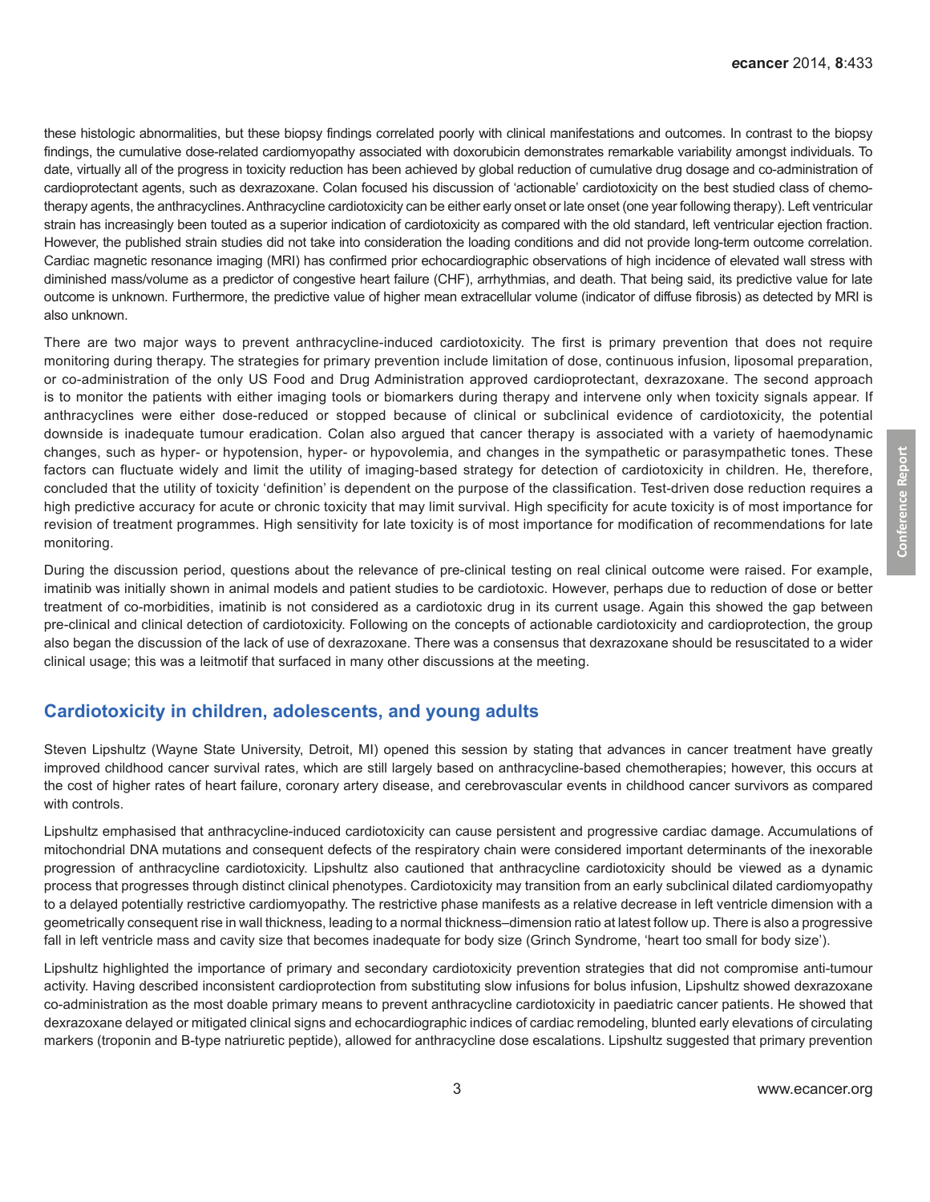these histologic abnormalities, but these biopsy findings correlated poorly with clinical manifestations and outcomes. In contrast to the biopsy findings, the cumulative dose-related cardiomyopathy associated with doxorubicin demonstrates remarkable variability amongst individuals. To date, virtually all of the progress in toxicity reduction has been achieved by global reduction of cumulative drug dosage and co-administration of cardioprotectant agents, such as dexrazoxane. Colan focused his discussion of 'actionable' cardiotoxicity on the best studied class of chemotherapy agents, the anthracyclines. Anthracycline cardiotoxicity can be either early onset or late onset (one year following therapy). Left ventricular strain has increasingly been touted as a superior indication of cardiotoxicity as compared with the old standard, left ventricular ejection fraction. However, the published strain studies did not take into consideration the loading conditions and did not provide long-term outcome correlation. Cardiac magnetic resonance imaging (MRI) has confirmed prior echocardiographic observations of high incidence of elevated wall stress with diminished mass/volume as a predictor of congestive heart failure (CHF), arrhythmias, and death. That being said, its predictive value for late outcome is unknown. Furthermore, the predictive value of higher mean extracellular volume (indicator of diffuse fibrosis) as detected by MRI is also unknown.

There are two major ways to prevent anthracycline-induced cardiotoxicity. The first is primary prevention that does not require monitoring during therapy. The strategies for primary prevention include limitation of dose, continuous infusion, liposomal preparation, or co-administration of the only US Food and Drug Administration approved cardioprotectant, dexrazoxane. The second approach is to monitor the patients with either imaging tools or biomarkers during therapy and intervene only when toxicity signals appear. If anthracyclines were either dose-reduced or stopped because of clinical or subclinical evidence of cardiotoxicity, the potential downside is inadequate tumour eradication. Colan also argued that cancer therapy is associated with a variety of haemodynamic changes, such as hyper- or hypotension, hyper- or hypovolemia, and changes in the sympathetic or parasympathetic tones. These factors can fluctuate widely and limit the utility of imaging-based strategy for detection of cardiotoxicity in children. He, therefore, concluded that the utility of toxicity 'definition' is dependent on the purpose of the classification. Test-driven dose reduction requires a high predictive accuracy for acute or chronic toxicity that may limit survival. High specificity for acute toxicity is of most importance for revision of treatment programmes. High sensitivity for late toxicity is of most importance for modification of recommendations for late monitoring.

During the discussion period, questions about the relevance of pre-clinical testing on real clinical outcome were raised. For example, imatinib was initially shown in animal models and patient studies to be cardiotoxic. However, perhaps due to reduction of dose or better treatment of co-morbidities, imatinib is not considered as a cardiotoxic drug in its current usage. Again this showed the gap between pre-clinical and clinical detection of cardiotoxicity. Following on the concepts of actionable cardiotoxicity and cardioprotection, the group also began the discussion of the lack of use of dexrazoxane. There was a consensus that dexrazoxane should be resuscitated to a wider clinical usage; this was a leitmotif that surfaced in many other discussions at the meeting.

## Cardiotoxicity in children, adolescents, and young adults

Steven Lipshultz (Wayne State University, Detroit, MI) opened this session by stating that advances in cancer treatment have greatly improved childhood cancer survival rates, which are still largely based on anthracycline-based chemotherapies; however, this occurs at the cost of higher rates of heart failure, coronary artery disease, and cerebrovascular events in childhood cancer survivors as compared with controls.

Lipshultz emphasised that anthracycline-induced cardiotoxicity can cause persistent and progressive cardiac damage. Accumulations of mitochondrial DNA mutations and consequent defects of the respiratory chain were considered important determinants of the inexorable progression of anthracycline cardiotoxicity. Lipshultz also cautioned that anthracycline cardiotoxicity should be viewed as a dynamic process that progresses through distinct clinical phenotypes. Cardiotoxicity may transition from an early subclinical dilated cardiomyopathy to a delayed potentially restrictive cardiomyopathy. The restrictive phase manifests as a relative decrease in left ventricle dimension with a geometrically consequent rise in wall thickness, leading to a normal thickness–dimension ratio at latest follow up. There is also a progressive fall in left ventricle mass and cavity size that becomes inadequate for body size (Grinch Syndrome, 'heart too small for body size').

Lipshultz highlighted the importance of primary and secondary cardiotoxicity prevention strategies that did not compromise anti-tumour activity. Having described inconsistent cardioprotection from substituting slow infusions for bolus infusion, Lipshultz showed dexrazoxane co-administration as the most doable primary means to prevent anthracycline cardiotoxicity in paediatric cancer patients. He showed that dexrazoxane delayed or mitigated clinical signs and echocardiographic indices of cardiac remodeling, blunted early elevations of circulating markers (troponin and B-type natriuretic peptide), allowed for anthracycline dose escalations. Lipshultz suggested that primary prevention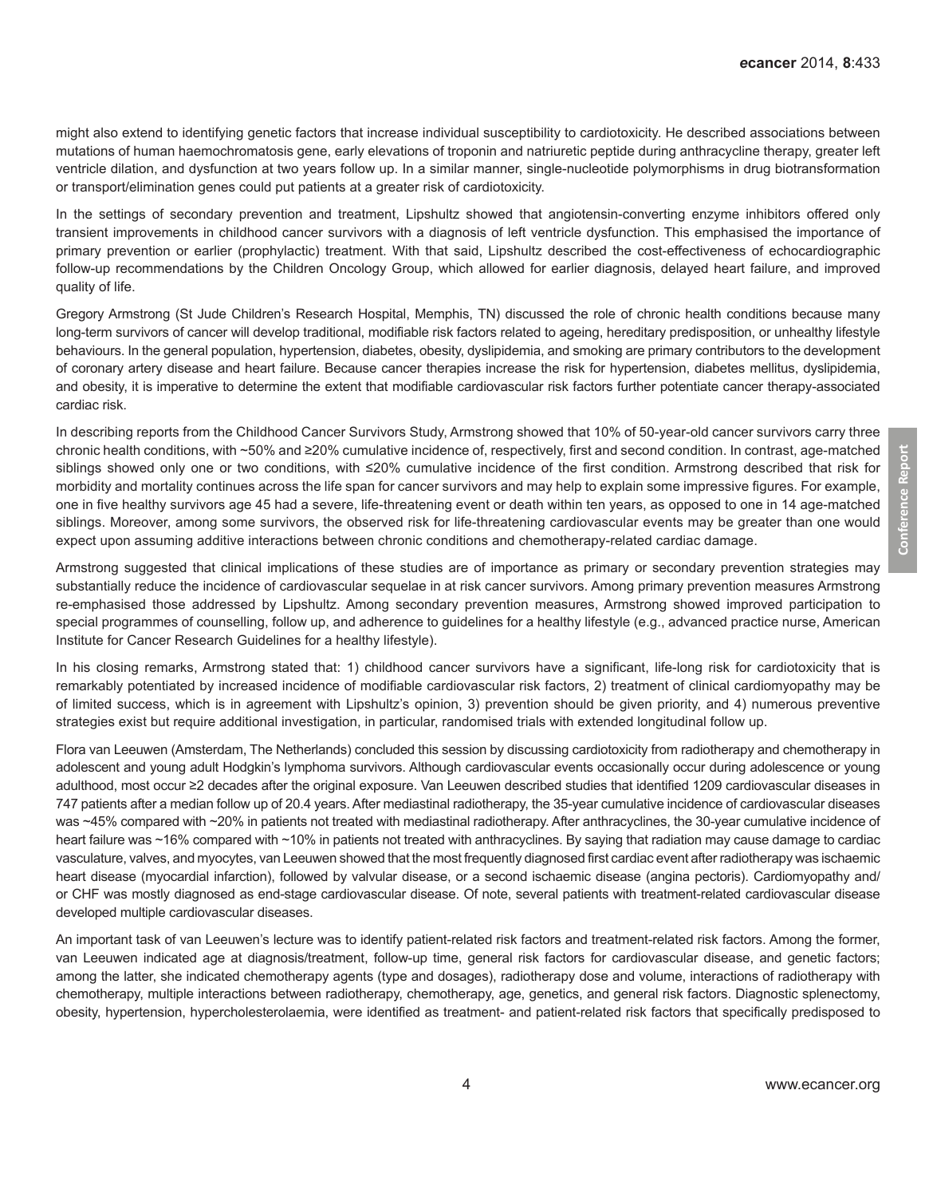might also extend to identifying genetic factors that increase individual susceptibility to cardiotoxicity. He described associations between mutations of human haemochromatosis gene, early elevations of troponin and natriuretic peptide during anthracycline therapy, greater left ventricle dilation, and dysfunction at two years follow up. In a similar manner, single-nucleotide polymorphisms in drug biotransformation or transport/elimination genes could put patients at a greater risk of cardiotoxicity.

In the settings of secondary prevention and treatment, Lipshultz showed that angiotensin-converting enzyme inhibitors offered only transient improvements in childhood cancer survivors with a diagnosis of left ventricle dysfunction. This emphasised the importance of primary prevention or earlier (prophylactic) treatment. With that said, Lipshultz described the cost-effectiveness of echocardiographic follow-up recommendations by the Children Oncology Group, which allowed for earlier diagnosis, delayed heart failure, and improved quality of life.

Gregory Armstrong (St Jude Children's Research Hospital, Memphis, TN) discussed the role of chronic health conditions because many long-term survivors of cancer will develop traditional, modifiable risk factors related to ageing, hereditary predisposition, or unhealthy lifestyle behaviours. In the general population, hypertension, diabetes, obesity, dyslipidemia, and smoking are primary contributors to the development of coronary artery disease and heart failure. Because cancer therapies increase the risk for hypertension, diabetes mellitus, dyslipidemia, and obesity, it is imperative to determine the extent that modifiable cardiovascular risk factors further potentiate cancer therapy-associated cardiac risk.

In describing reports from the Childhood Cancer Survivors Study, Armstrong showed that 10% of 50-year-old cancer survivors carry three chronic health conditions, with ~50% and ≥20% cumulative incidence of, respectively, first and second condition. In contrast, age-matched siblings showed only one or two conditions, with ≤20% cumulative incidence of the first condition. Armstrong described that risk for morbidity and mortality continues across the life span for cancer survivors and may help to explain some impressive figures. For example, one in five healthy survivors age 45 had a severe, life-threatening event or death within ten years, as opposed to one in 14 age-matched siblings. Moreover, among some survivors, the observed risk for life-threatening cardiovascular events may be greater than one would expect upon assuming additive interactions between chronic conditions and chemotherapy-related cardiac damage.

Armstrong suggested that clinical implications of these studies are of importance as primary or secondary prevention strategies may substantially reduce the incidence of cardiovascular sequelae in at risk cancer survivors. Among primary prevention measures Armstrong re-emphasised those addressed by Lipshultz. Among secondary prevention measures, Armstrong showed improved participation to special programmes of counselling, follow up, and adherence to guidelines for a healthy lifestyle (e.g., advanced practice nurse, American Institute for Cancer Research Guidelines for a healthy lifestyle).

In his closing remarks, Armstrong stated that: 1) childhood cancer survivors have a significant, life-long risk for cardiotoxicity that is remarkably potentiated by increased incidence of modifiable cardiovascular risk factors, 2) treatment of clinical cardiomyopathy may be of limited success, which is in agreement with Lipshultz's opinion, 3) prevention should be given priority, and 4) numerous preventive strategies exist but require additional investigation, in particular, randomised trials with extended longitudinal follow up.

Flora van Leeuwen (Amsterdam, The Netherlands) concluded this session by discussing cardiotoxicity from radiotherapy and chemotherapy in adolescent and young adult Hodgkin's lymphoma survivors. Although cardiovascular events occasionally occur during adolescence or young adulthood, most occur ≥2 decades after the original exposure. Van Leeuwen described studies that identified 1209 cardiovascular diseases in 747 patients after a median follow up of 20.4 years. After mediastinal radiotherapy, the 35-year cumulative incidence of cardiovascular diseases was ~45% compared with ~20% in patients not treated with mediastinal radiotherapy. After anthracyclines, the 30-year cumulative incidence of heart failure was ~16% compared with ~10% in patients not treated with anthracyclines. By saying that radiation may cause damage to cardiac vasculature, valves, and myocytes, van Leeuwen showed that the most frequently diagnosed first cardiac event after radiotherapy was ischaemic heart disease (myocardial infarction), followed by valvular disease, or a second ischaemic disease (angina pectoris). Cardiomyopathy and/or CHF was mostly diagnosed as end-stage cardiovascular disease. Of note, several patients with treatment-related cardiovascular disease developed multiple cardiovascular diseases.

An important task of van Leeuwen's lecture was to identify patient-related risk factors and treatment-related risk factors. Among the former, van Leeuwen indicated age at diagnosis/treatment, follow-up time, general risk factors for cardiovascular disease, and genetic factors; among the latter, she indicated chemotherapy agents (type and dosages), radiotherapy dose and volume, interactions of radiotherapy with chemotherapy, multiple interactions between radiotherapy, chemotherapy, age, genetics, and general risk factors. Diagnostic splenectomy, obesity, hypertension, hypercholesterolaemia, were identified as treatment- and patient-related risk factors that specifically predisposed to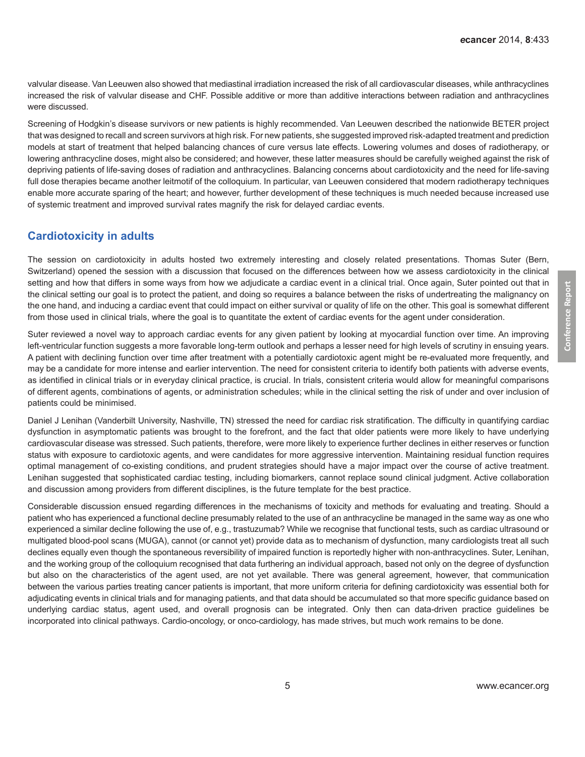valvular disease. Van Leeuwen also showed that mediastinal irradiation increased the risk of all cardiovascular diseases, while anthracyclines increased the risk of valvular disease and CHF. Possible additive or more than additive interactions between radiation and anthracyclines were discussed.

Screening of Hodgkin's disease survivors or new patients is highly recommended. Van Leeuwen described the nationwide BETER project that was designed to recall and screen survivors at high risk. For new patients, she suggested improved risk-adapted treatment and prediction models at start of treatment that helped balancing chances of cure versus late effects. Lowering volumes and doses of radiotherapy, or lowering anthracycline doses, might also be considered; and however, these latter measures should be carefully weighed against the risk of depriving patients of life-saving doses of radiation and anthracyclines. Balancing concerns about cardiotoxicity and the need for life-saving full dose therapies became another leitmotif of the colloquium. In particular, van Leeuwen considered that modern radiotherapy techniques enable more accurate sparing of the heart; and however, further development of these techniques is much needed because increased use of systemic treatment and improved survival rates magnify the risk for delayed cardiac events.

## Cardiotoxicity in adults

The session on cardiotoxicity in adults hosted two extremely interesting and closely related presentations. Thomas Suter (Bern, Switzerland) opened the session with a discussion that focused on the differences between how we assess cardiotoxicity in the clinical setting and how that differs in some ways from how we adjudicate a cardiac event in a clinical trial. Once again, Suter pointed out that in the clinical setting our goal is to protect the patient, and doing so requires a balance between the risks of undertreating the malignancy on the one hand, and inducing a cardiac event that could impact on either survival or quality of life on the other. This goal is somewhat different from those used in clinical trials, where the goal is to quantitate the extent of cardiac events for the agent under consideration.

Suter reviewed a novel way to approach cardiac events for any given patient by looking at myocardial function over time. An improving left-ventricular function suggests a more favorable long-term outlook and perhaps a lesser need for high levels of scrutiny in ensuing years. A patient with declining function over time after treatment with a potentially cardiotoxic agent might be re-evaluated more frequently, and may be a candidate for more intense and earlier intervention. The need for consistent criteria to identify both patients with adverse events, as identified in clinical trials or in everyday clinical practice, is crucial. In trials, consistent criteria would allow for meaningful comparisons of different agents, combinations of agents, or administration schedules; while in the clinical setting the risk of under and over inclusion of patients could be minimised.

Daniel J Lenihan (Vanderbilt University, Nashville, TN) stressed the need for cardiac risk stratification. The difficulty in quantifying cardiac dysfunction in asymptomatic patients was brought to the forefront, and the fact that older patients were more likely to have underlying cardiovascular disease was stressed. Such patients, therefore, were more likely to experience further declines in either reserves or function status with exposure to cardiotoxic agents, and were candidates for more aggressive intervention. Maintaining residual function requires optimal management of co-existing conditions, and prudent strategies should have a major impact over the course of active treatment. Lenihan suggested that sophisticated cardiac testing, including biomarkers, cannot replace sound clinical judgment. Active collaboration and discussion among providers from different disciplines, is the future template for the best practice.

Considerable discussion ensued regarding differences in the mechanisms of toxicity and methods for evaluating and treating. Should a patient who has experienced a functional decline presumably related to the use of an anthracycline be managed in the same way as one who experienced a similar decline following the use of, e.g., trastuzumab? While we recognise that functional tests, such as cardiac ultrasound or multigated blood-pool scans (MUGA), cannot (or cannot yet) provide data as to mechanism of dysfunction, many cardiologists treat all such declines equally even though the spontaneous reversibility of impaired function is reportedly higher with non-anthracyclines. Suter, Lenihan, and the working group of the colloquium recognised that data furthering an individual approach, based not only on the degree of dysfunction but also on the characteristics of the agent used, are not yet available. There was general agreement, however, that communication between the various parties treating cancer patients is important, that more uniform criteria for defining cardiotoxicity was essential both for adjudicating events in clinical trials and for managing patients, and that data should be accumulated so that more specific guidance based on underlying cardiac status, agent used, and overall prognosis can be integrated. Only then can data-driven practice guidelines be incorporated into clinical pathways. Cardio-oncology, or onco-cardiology, has made strives, but much work remains to be done.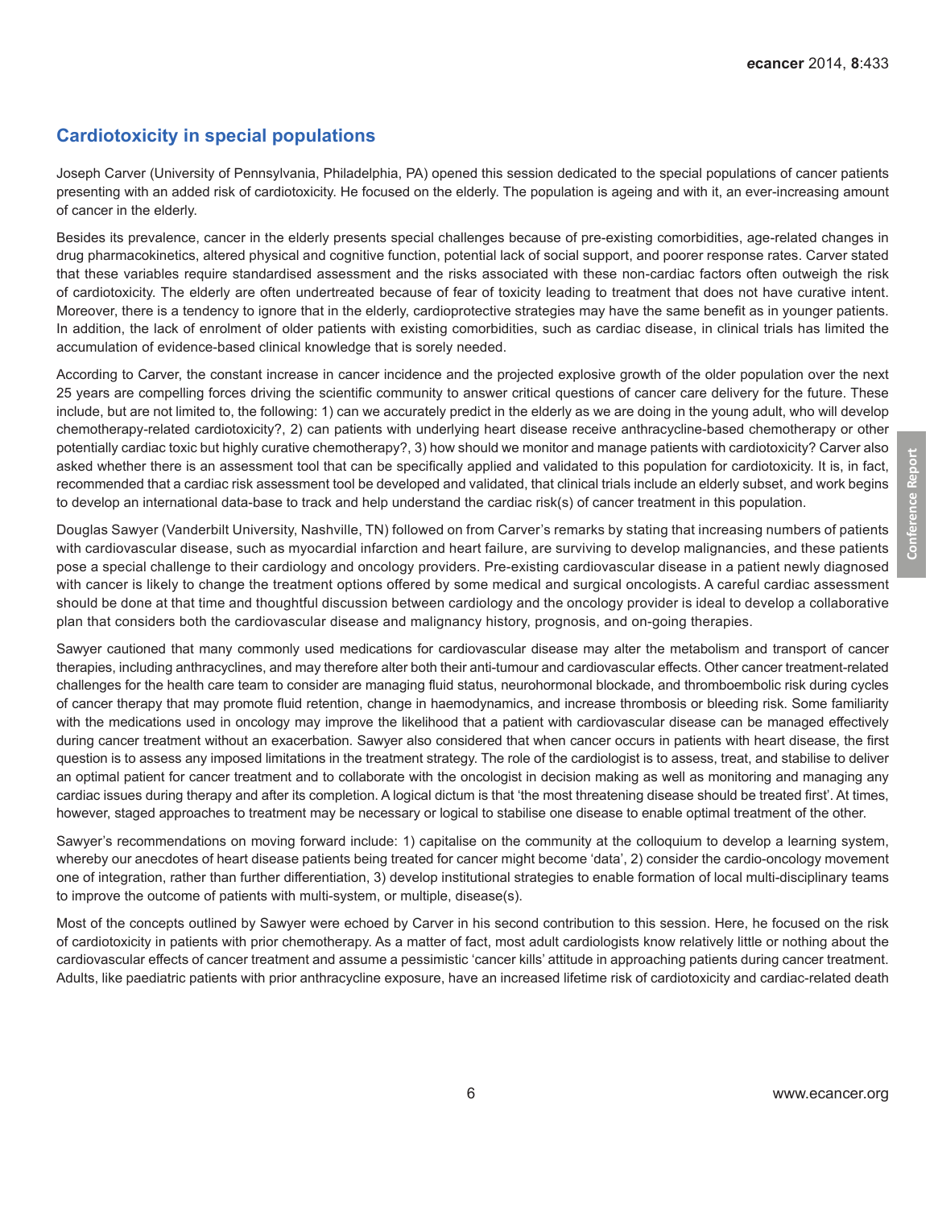## Cardiotoxicity in special populations

Joseph Carver (University of Pennsylvania, Philadelphia, PA) opened this session dedicated to the special populations of cancer patients presenting with an added risk of cardiotoxicity. He focused on the elderly. The population is ageing and with it, an ever-increasing amount of cancer in the elderly.

Besides its prevalence, cancer in the elderly presents special challenges because of pre-existing comorbidities, age-related changes in drug pharmacokinetics, altered physical and cognitive function, potential lack of social support, and poorer response rates. Carver stated that these variables require standardised assessment and the risks associated with these non-cardiac factors often outweigh the risk of cardiotoxicity. The elderly are often undertreated because of fear of toxicity leading to treatment that does not have curative intent. Moreover, there is a tendency to ignore that in the elderly, cardioprotective strategies may have the same benefit as in younger patients. In addition, the lack of enrolment of older patients with existing comorbidities, such as cardiac disease, in clinical trials has limited the accumulation of evidence-based clinical knowledge that is sorely needed.

According to Carver, the constant increase in cancer incidence and the projected explosive growth of the older population over the next 25 years are compelling forces driving the scientific community to answer critical questions of cancer care delivery for the future. These include, but are not limited to, the following: 1) can we accurately predict in the elderly as we are doing in the young adult, who will develop chemotherapy-related cardiotoxicity?, 2) can patients with underlying heart disease receive anthracycline-based chemotherapy or other potentially cardiac toxic but highly curative chemotherapy?, 3) how should we monitor and manage patients with cardiotoxicity? Carver also asked whether there is an assessment tool that can be specifically applied and validated to this population for cardiotoxicity. It is, in fact, recommended that a cardiac risk assessment tool be developed and validated, that clinical trials include an elderly subset, and work begins to develop an international data-base to track and help understand the cardiac risk(s) of cancer treatment in this population.

Douglas Sawyer (Vanderbilt University, Nashville, TN) followed on from Carver's remarks by stating that increasing numbers of patients with cardiovascular disease, such as myocardial infarction and heart failure, are surviving to develop malignancies, and these patients pose a special challenge to their cardiology and oncology providers. Pre-existing cardiovascular disease in a patient newly diagnosed with cancer is likely to change the treatment options offered by some medical and surgical oncologists. A careful cardiac assessment should be done at that time and thoughtful discussion between cardiology and the oncology provider is ideal to develop a collaborative plan that considers both the cardiovascular disease and malignancy history, prognosis, and on-going therapies.

Sawyer cautioned that many commonly used medications for cardiovascular disease may alter the metabolism and transport of cancer therapies, including anthracyclines, and may therefore alter both their anti-tumour and cardiovascular effects. Other cancer treatment-related challenges for the health care team to consider are managing fluid status, neurohormonal blockade, and thromboembolic risk during cycles of cancer therapy that may promote fluid retention, change in haemodynamics, and increase thrombosis or bleeding risk. Some familiarity with the medications used in oncology may improve the likelihood that a patient with cardiovascular disease can be managed effectively during cancer treatment without an exacerbation. Sawyer also considered that when cancer occurs in patients with heart disease, the first question is to assess any imposed limitations in the treatment strategy. The role of the cardiologist is to assess, treat, and stabilise to deliver an optimal patient for cancer treatment and to collaborate with the oncologist in decision making as well as monitoring and managing any cardiac issues during therapy and after its completion. A logical dictum is that 'the most threatening disease should be treated first'. At times, however, staged approaches to treatment may be necessary or logical to stabilise one disease to enable optimal treatment of the other.

Sawyer's recommendations on moving forward include: 1) capitalise on the community at the colloquium to develop a learning system, whereby our anecdotes of heart disease patients being treated for cancer might become 'data', 2) consider the cardio-oncology movement one of integration, rather than further differentiation, 3) develop institutional strategies to enable formation of local multi-disciplinary teams to improve the outcome of patients with multi-system, or multiple, disease(s).

Most of the concepts outlined by Sawyer were echoed by Carver in his second contribution to this session. Here, he focused on the risk of cardiotoxicity in patients with prior chemotherapy. As a matter of fact, most adult cardiologists know relatively little or nothing about the cardiovascular effects of cancer treatment and assume a pessimistic 'cancer kills' attitude in approaching patients during cancer treatment. Adults, like paediatric patients with prior anthracycline exposure, have an increased lifetime risk of cardiotoxicity and cardiac-related death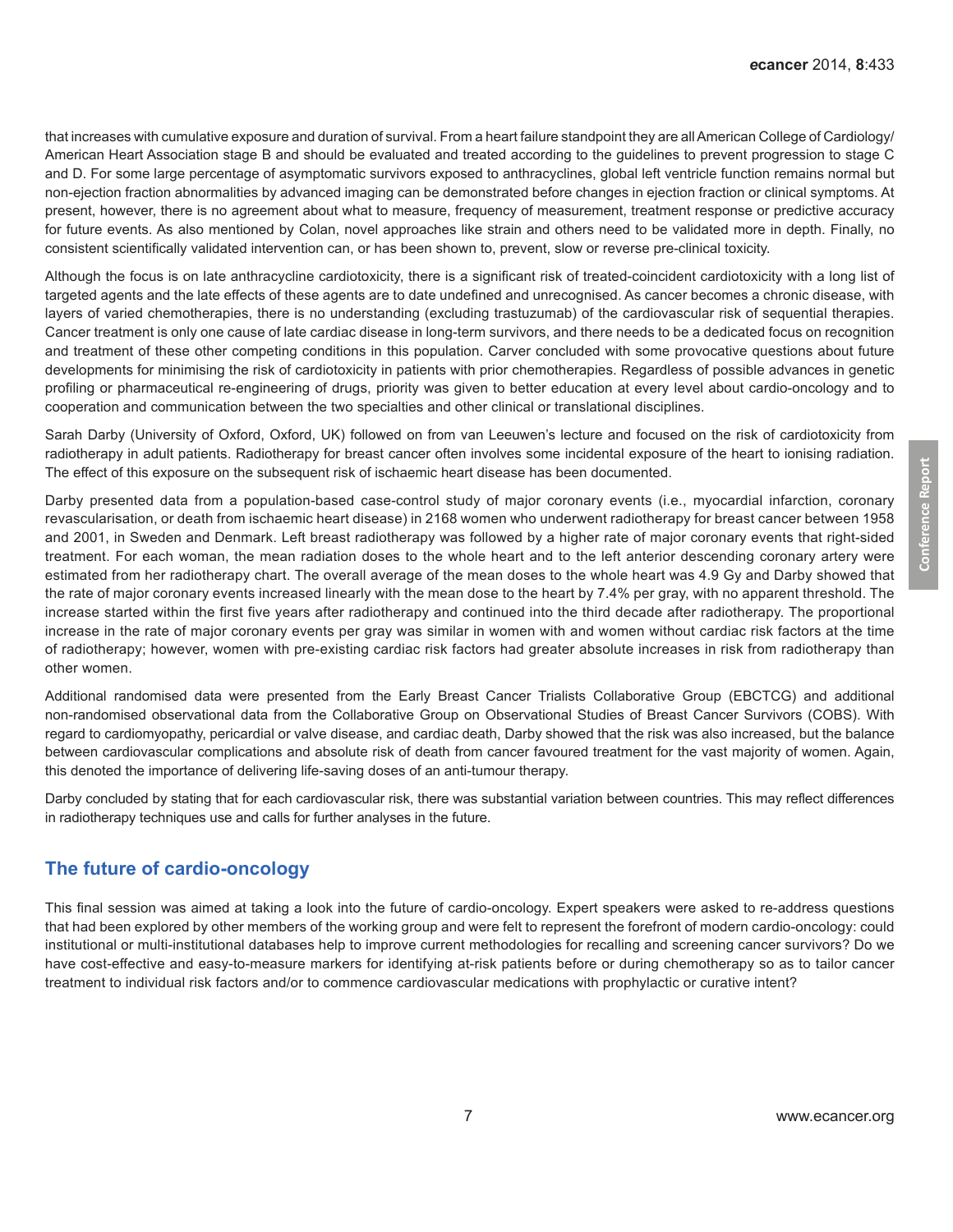that increases with cumulative exposure and duration of survival. From a heart failure standpoint they are all American College of Cardiology/American Heart Association stage B and should be evaluated and treated according to the guidelines to prevent progression to stage C and D. For some large percentage of asymptomatic survivors exposed to anthracyclines, global left ventricle function remains normal but non-ejection fraction abnormalities by advanced imaging can be demonstrated before changes in ejection fraction or clinical symptoms. At present, however, there is no agreement about what to measure, frequency of measurement, treatment response or predictive accuracy for future events. As also mentioned by Colan, novel approaches like strain and others need to be validated more in depth. Finally, no consistent scientifically validated intervention can, or has been shown to, prevent, slow or reverse pre-clinical toxicity.

Although the focus is on late anthracycline cardiotoxicity, there is a significant risk of treated-coincident cardiotoxicity with a long list of targeted agents and the late effects of these agents are to date undefined and unrecognised. As cancer becomes a chronic disease, with layers of varied chemotherapies, there is no understanding (excluding trastuzumab) of the cardiovascular risk of sequential therapies. Cancer treatment is only one cause of late cardiac disease in long-term survivors, and there needs to be a dedicated focus on recognition and treatment of these other competing conditions in this population. Carver concluded with some provocative questions about future developments for minimising the risk of cardiotoxicity in patients with prior chemotherapies. Regardless of possible advances in genetic profiling or pharmaceutical re-engineering of drugs, priority was given to better education at every level about cardio-oncology and to cooperation and communication between the two specialties and other clinical or translational disciplines.

Sarah Darby (University of Oxford, Oxford, UK) followed on from van Leeuwen's lecture and focused on the risk of cardiotoxicity from radiotherapy in adult patients. Radiotherapy for breast cancer often involves some incidental exposure of the heart to ionising radiation. The effect of this exposure on the subsequent risk of ischaemic heart disease has been documented.

Darby presented data from a population-based case-control study of major coronary events (i.e., myocardial infarction, coronary revascularisation, or death from ischaemic heart disease) in 2168 women who underwent radiotherapy for breast cancer between 1958 and 2001, in Sweden and Denmark. Left breast radiotherapy was followed by a higher rate of major coronary events that right-sided treatment. For each woman, the mean radiation doses to the whole heart and to the left anterior descending coronary artery were estimated from her radiotherapy chart. The overall average of the mean doses to the whole heart was 4.9 Gy and Darby showed that the rate of major coronary events increased linearly with the mean dose to the heart by 7.4% per gray, with no apparent threshold. The increase started within the first five years after radiotherapy and continued into the third decade after radiotherapy. The proportional increase in the rate of major coronary events per gray was similar in women with and women without cardiac risk factors at the time of radiotherapy; however, women with pre-existing cardiac risk factors had greater absolute increases in risk from radiotherapy than other women.

Additional randomised data were presented from the Early Breast Cancer Trialists Collaborative Group (EBCTCG) and additional non-randomised observational data from the Collaborative Group on Observational Studies of Breast Cancer Survivors (COBS). With regard to cardiomyopathy, pericardial or valve disease, and cardiac death, Darby showed that the risk was also increased, but the balance between cardiovascular complications and absolute risk of death from cancer favoured treatment for the vast majority of women. Again, this denoted the importance of delivering life-saving doses of an anti-tumour therapy.

Darby concluded by stating that for each cardiovascular risk, there was substantial variation between countries. This may reflect differences in radiotherapy techniques use and calls for further analyses in the future.

## The future of cardio-oncology

This final session was aimed at taking a look into the future of cardio-oncology. Expert speakers were asked to re-address questions that had been explored by other members of the working group and were felt to represent the forefront of modern cardio-oncology: could institutional or multi-institutional databases help to improve current methodologies for recalling and screening cancer survivors? Do we have cost-effective and easy-to-measure markers for identifying at-risk patients before or during chemotherapy so as to tailor cancer treatment to individual risk factors and/or to commence cardiovascular medications with prophylactic or curative intent?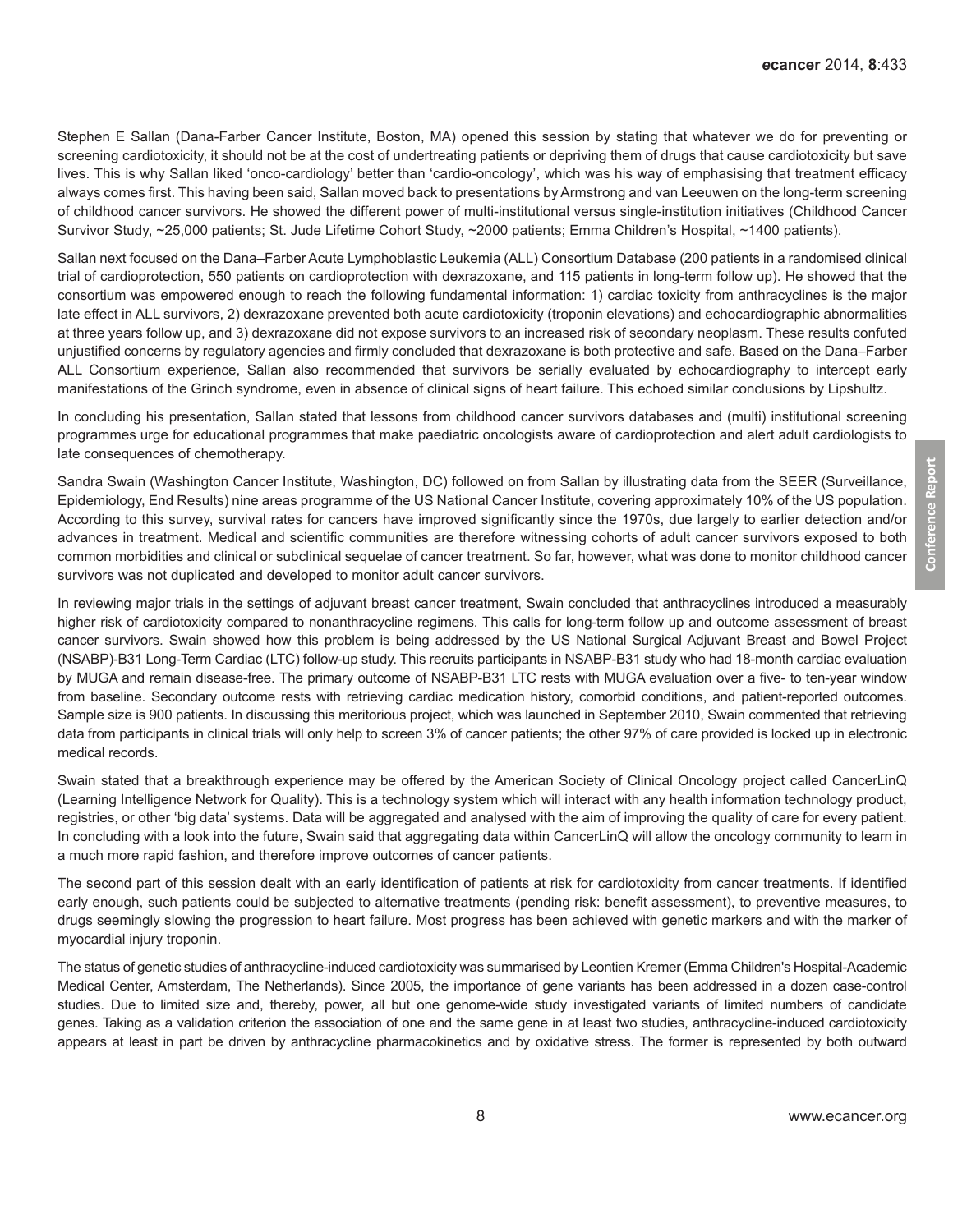Stephen E Sallan (Dana-Farber Cancer Institute, Boston, MA) opened this session by stating that whatever we do for preventing or screening cardiotoxicity, it should not be at the cost of undertreating patients or depriving them of drugs that cause cardiotoxicity but save lives. This is why Sallan liked 'onco-cardiology' better than 'cardio-oncology', which was his way of emphasising that treatment efficacy always comes first. This having been said, Sallan moved back to presentations by Armstrong and van Leeuwen on the long-term screening of childhood cancer survivors. He showed the different power of multi-institutional versus single-institution initiatives (Childhood Cancer Survivor Study, ~25,000 patients; St. Jude Lifetime Cohort Study, ~2000 patients; Emma Children's Hospital, ~1400 patients).

Sallan next focused on the Dana–Farber Acute Lymphoblastic Leukemia (ALL) Consortium Database (200 patients in a randomised clinical trial of cardioprotection, 550 patients on cardioprotection with dexrazoxane, and 115 patients in long-term follow up). He showed that the consortium was empowered enough to reach the following fundamental information: 1) cardiac toxicity from anthracyclines is the major late effect in ALL survivors, 2) dexrazoxane prevented both acute cardiotoxicity (troponin elevations) and echocardiographic abnormalities at three years follow up, and 3) dexrazoxane did not expose survivors to an increased risk of secondary neoplasm. These results confuted unjustified concerns by regulatory agencies and firmly concluded that dexrazoxane is both protective and safe. Based on the Dana–Farber ALL Consortium experience, Sallan also recommended that survivors be serially evaluated by echocardiography to intercept early manifestations of the Grinch syndrome, even in absence of clinical signs of heart failure. This echoed similar conclusions by Lipshultz.

In concluding his presentation, Sallan stated that lessons from childhood cancer survivors databases and (multi) institutional screening programmes urge for educational programmes that make paediatric oncologists aware of cardioprotection and alert adult cardiologists to late consequences of chemotherapy.

Sandra Swain (Washington Cancer Institute, Washington, DC) followed on from Sallan by illustrating data from the SEER (Surveillance, Epidemiology, End Results) nine areas programme of the US National Cancer Institute, covering approximately 10% of the US population. According to this survey, survival rates for cancers have improved significantly since the 1970s, due largely to earlier detection and/or advances in treatment. Medical and scientific communities are therefore witnessing cohorts of adult cancer survivors exposed to both common morbidities and clinical or subclinical sequelae of cancer treatment. So far, however, what was done to monitor childhood cancer survivors was not duplicated and developed to monitor adult cancer survivors.

In reviewing major trials in the settings of adjuvant breast cancer treatment, Swain concluded that anthracyclines introduced a measurably higher risk of cardiotoxicity compared to nonanthracycline regimens. This calls for long-term follow up and outcome assessment of breast cancer survivors. Swain showed how this problem is being addressed by the US National Surgical Adjuvant Breast and Bowel Project (NSABP)-B31 Long-Term Cardiac (LTC) follow-up study. This recruits participants in NSABP-B31 study who had 18-month cardiac evaluation by MUGA and remain disease-free. The primary outcome of NSABP-B31 LTC rests with MUGA evaluation over a five- to ten-year window from baseline. Secondary outcome rests with retrieving cardiac medication history, comorbid conditions, and patient-reported outcomes. Sample size is 900 patients. In discussing this meritorious project, which was launched in September 2010, Swain commented that retrieving data from participants in clinical trials will only help to screen 3% of cancer patients; the other 97% of care provided is locked up in electronic medical records.

Swain stated that a breakthrough experience may be offered by the American Society of Clinical Oncology project called CancerLinQ (Learning Intelligence Network for Quality). This is a technology system which will interact with any health information technology product, registries, or other 'big data' systems. Data will be aggregated and analysed with the aim of improving the quality of care for every patient. In concluding with a look into the future, Swain said that aggregating data within CancerLinQ will allow the oncology community to learn in a much more rapid fashion, and therefore improve outcomes of cancer patients.

The second part of this session dealt with an early identification of patients at risk for cardiotoxicity from cancer treatments. If identified early enough, such patients could be subjected to alternative treatments (pending risk: benefit assessment), to preventive measures, to drugs seemingly slowing the progression to heart failure. Most progress has been achieved with genetic markers and with the marker of myocardial injury troponin.

The status of genetic studies of anthracycline-induced cardiotoxicity was summarised by Leontien Kremer (Emma Children's Hospital-Academic Medical Center, Amsterdam, The Netherlands). Since 2005, the importance of gene variants has been addressed in a dozen case-control studies. Due to limited size and, thereby, power, all but one genome-wide study investigated variants of limited numbers of candidate genes. Taking as a validation criterion the association of one and the same gene in at least two studies, anthracycline-induced cardiotoxicity appears at least in part be driven by anthracycline pharmacokinetics and by oxidative stress. The former is represented by both outward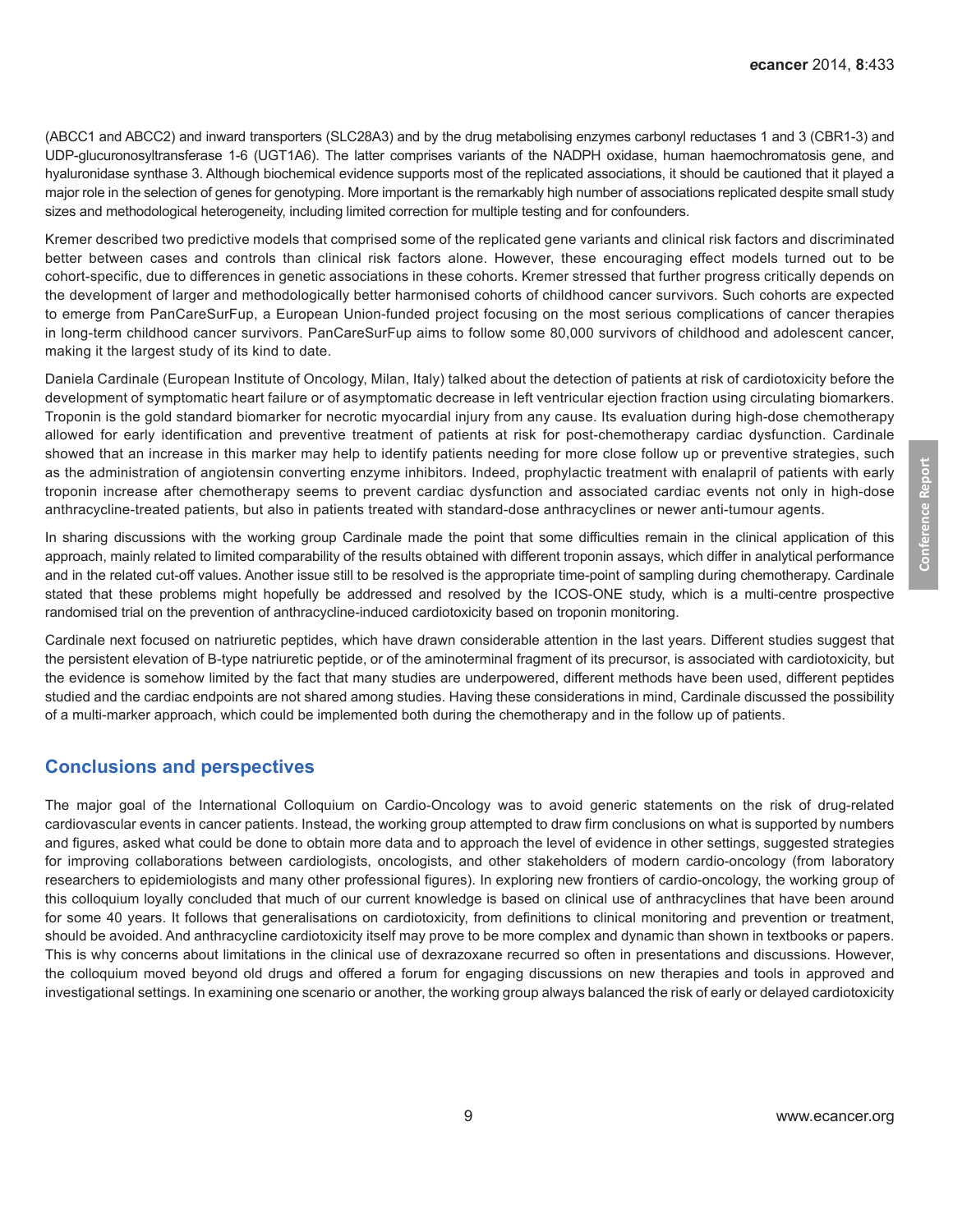(ABCC1 and ABCC2) and inward transporters (SLC28A3) and by the drug metabolising enzymes carbonyl reductases 1 and 3 (CBR1-3) and UDP-glucuronosyltransferase 1-6 (UGT1A6). The latter comprises variants of the NADPH oxidase, human haemochromatosis gene, and hyaluronidase synthase 3. Although biochemical evidence supports most of the replicated associations, it should be cautioned that it played a major role in the selection of genes for genotyping. More important is the remarkably high number of associations replicated despite small study sizes and methodological heterogeneity, including limited correction for multiple testing and for confounders.

Kremer described two predictive models that comprised some of the replicated gene variants and clinical risk factors and discriminated better between cases and controls than clinical risk factors alone. However, these encouraging effect models turned out to be cohort-specific, due to differences in genetic associations in these cohorts. Kremer stressed that further progress critically depends on the development of larger and methodologically better harmonised cohorts of childhood cancer survivors. Such cohorts are expected to emerge from PanCareSurFup, a European Union-funded project focusing on the most serious complications of cancer therapies in long-term childhood cancer survivors. PanCareSurFup aims to follow some 80,000 survivors of childhood and adolescent cancer, making it the largest study of its kind to date.

Daniela Cardinale (European Institute of Oncology, Milan, Italy) talked about the detection of patients at risk of cardiotoxicity before the development of symptomatic heart failure or of asymptomatic decrease in left ventricular ejection fraction using circulating biomarkers. Troponin is the gold standard biomarker for necrotic myocardial injury from any cause. Its evaluation during high-dose chemotherapy allowed for early identification and preventive treatment of patients at risk for post-chemotherapy cardiac dysfunction. Cardinale showed that an increase in this marker may help to identify patients needing for more close follow up or preventive strategies, such as the administration of angiotensin converting enzyme inhibitors. Indeed, prophylactic treatment with enalapril of patients with early troponin increase after chemotherapy seems to prevent cardiac dysfunction and associated cardiac events not only in high-dose anthracycline-treated patients, but also in patients treated with standard-dose anthracyclines or newer anti-tumour agents.

In sharing discussions with the working group Cardinale made the point that some difficulties remain in the clinical application of this approach, mainly related to limited comparability of the results obtained with different troponin assays, which differ in analytical performance and in the related cut-off values. Another issue still to be resolved is the appropriate time-point of sampling during chemotherapy. Cardinale stated that these problems might hopefully be addressed and resolved by the ICOS-ONE study, which is a multi-centre prospective randomised trial on the prevention of anthracycline-induced cardiotoxicity based on troponin monitoring.

Cardinale next focused on natriuretic peptides, which have drawn considerable attention in the last years. Different studies suggest that the persistent elevation of B-type natriuretic peptide, or of the aminoterminal fragment of its precursor, is associated with cardiotoxicity, but the evidence is somehow limited by the fact that many studies are underpowered, different methods have been used, different peptides studied and the cardiac endpoints are not shared among studies. Having these considerations in mind, Cardinale discussed the possibility of a multi-marker approach, which could be implemented both during the chemotherapy and in the follow up of patients.

## Conclusions and perspectives

The major goal of the International Colloquium on Cardio-Oncology was to avoid generic statements on the risk of drug-related cardiovascular events in cancer patients. Instead, the working group attempted to draw firm conclusions on what is supported by numbers and figures, asked what could be done to obtain more data and to approach the level of evidence in other settings, suggested strategies for improving collaborations between cardiologists, oncologists, and other stakeholders of modern cardio-oncology (from laboratory researchers to epidemiologists and many other professional figures). In exploring new frontiers of cardio-oncology, the working group of this colloquium loyally concluded that much of our current knowledge is based on clinical use of anthracyclines that have been around for some 40 years. It follows that generalisations on cardiotoxicity, from definitions to clinical monitoring and prevention or treatment, should be avoided. And anthracycline cardiotoxicity itself may prove to be more complex and dynamic than shown in textbooks or papers. This is why concerns about limitations in the clinical use of dexrazoxane recurred so often in presentations and discussions. However, the colloquium moved beyond old drugs and offered a forum for engaging discussions on new therapies and tools in approved and investigational settings. In examining one scenario or another, the working group always balanced the risk of early or delayed cardiotoxicity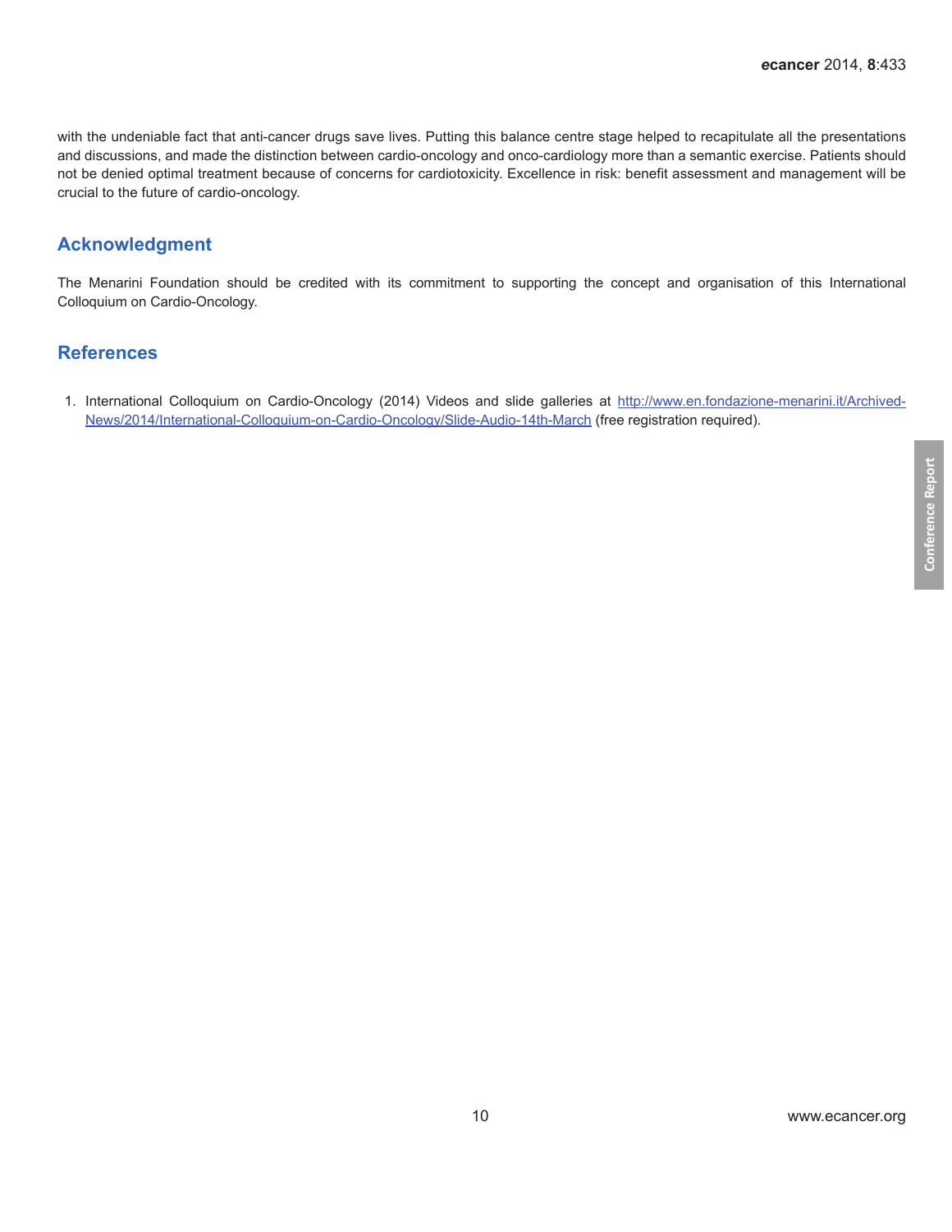with the undeniable fact that anti-cancer drugs save lives. Putting this balance centre stage helped to recapitulate all the presentations and discussions, and made the distinction between cardio-oncology and onco-cardiology more than a semantic exercise. Patients should not be denied optimal treatment because of concerns for cardiotoxicity. Excellence in risk: benefit assessment and management will be crucial to the future of cardio-oncology.

## Acknowledgment

The Menarini Foundation should be credited with its commitment to supporting the concept and organisation of this International Colloquium on Cardio-Oncology.

## References

1. International Colloquium on Cardio-Oncology (2014) Videos and slide galleries at http://www.en.fondazione-menarini.it/Archived-News/2014/International-Colloquium-on-Cardio-Oncology/Slide-Audio-14th-March (free registration required).